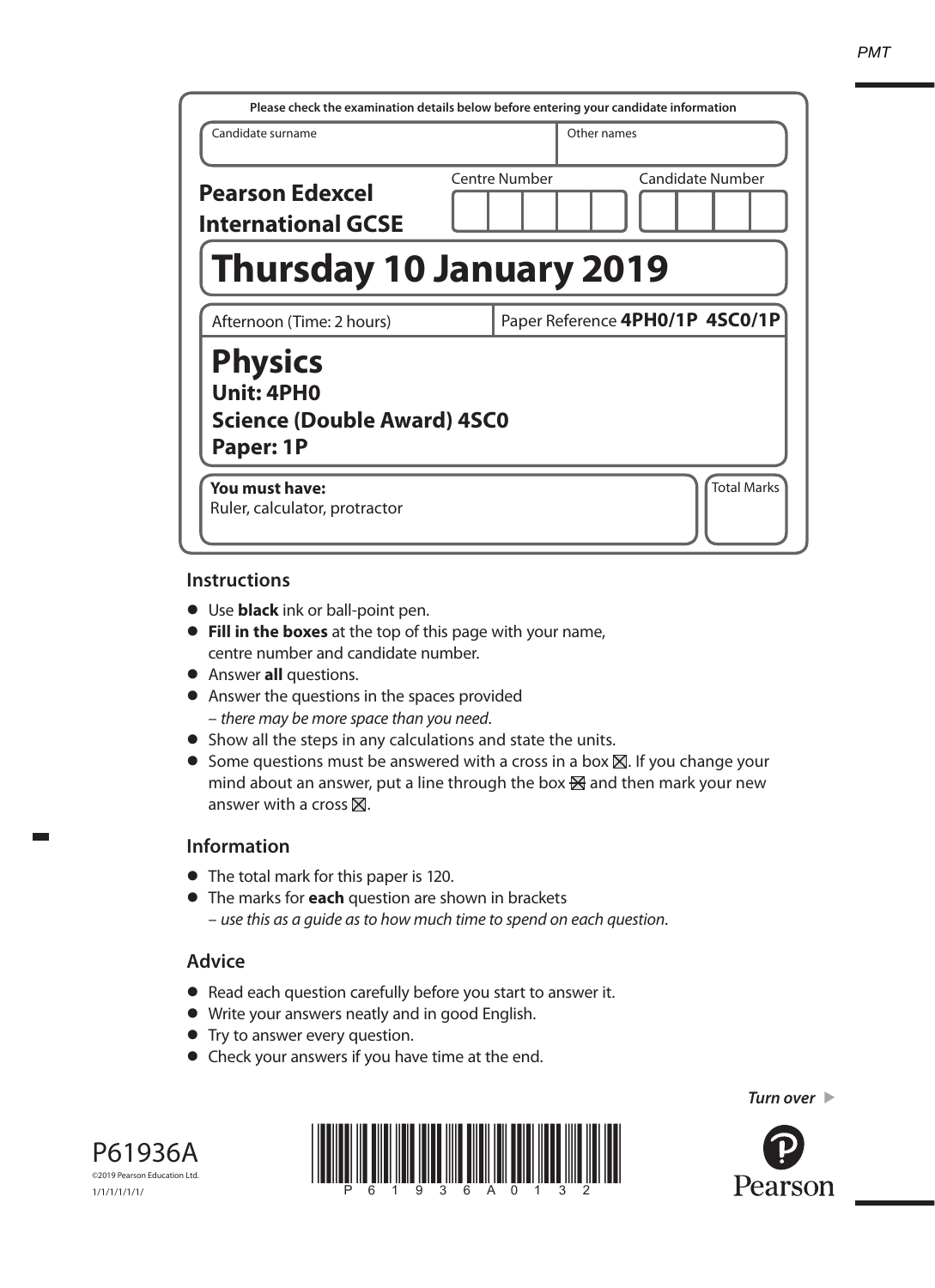Please check the examination details below before entering your candidate information

| Candidate surname | Other names |
| --- | --- |
| | |

**Pearson Edexcel International GCSE**

Centre Number | Candidate Number

# Thursday 10 January 2019

Afternoon (Time: 2 hours) | Paper Reference **4PH0/1P 4SC0/1P**

# Physics

**Unit: 4PH0**

**Science (Double Award) 4SC0**

**Paper: 1P**

**You must have:**
Ruler, calculator, protractor

Total Marks

## Instructions

- Use **black** ink or ball-point pen.
- **Fill in the boxes** at the top of this page with your name, centre number and candidate number.
- Answer **all** questions.
- Answer the questions in the spaces provided – *there may be more space than you need*.
- Show all the steps in any calculations and state the units.
- Some questions must be answered with a cross in a box ☒. If you change your mind about an answer, put a line through the box ☒ and then mark your new answer with a cross ☒.

## Information

- The total mark for this paper is 120.
- The marks for **each** question are shown in brackets – *use this as a guide as to how much time to spend on each question*.

## Advice

- Read each question carefully before you start to answer it.
- Write your answers neatly and in good English.
- Try to answer every question.
- Check your answers if you have time at the end.

*Turn over* ▶

P61936A
©2019 Pearson Education Ltd.
1/1/1/1/1/1/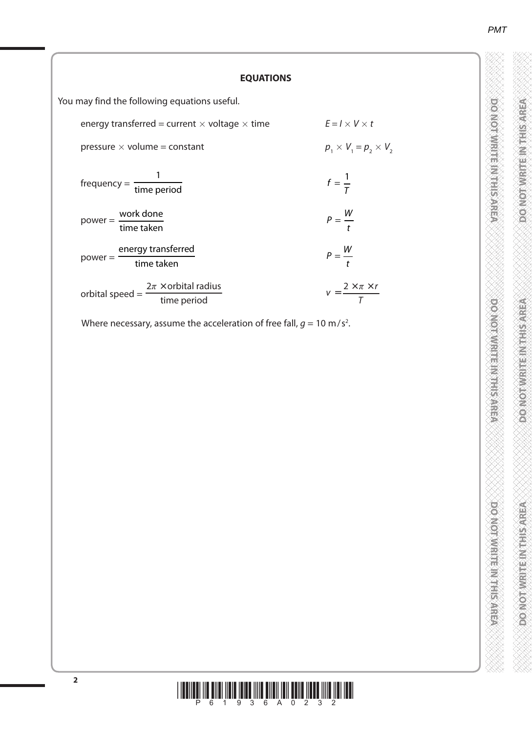## EQUATIONS

You may find the following equations useful.

| | |
|---|---|
| energy transferred = current × voltage × time | $E = I \times V \times t$ |
| pressure × volume = constant | $p_1 \times V_1 = p_2 \times V_2$ |
| frequency = $\dfrac{1}{\text{time period}}$ | $f = \dfrac{1}{T}$ |
| power = $\dfrac{\text{work done}}{\text{time taken}}$ | $P = \dfrac{W}{t}$ |
| power = $\dfrac{\text{energy transferred}}{\text{time taken}}$ | $P = \dfrac{W}{t}$ |
| orbital speed = $\dfrac{2\pi \times \text{orbital radius}}{\text{time period}}$ | $v = \dfrac{2 \times \pi \times r}{T}$ |

Where necessary, assume the acceleration of free fall, $g = 10\ \text{m/s}^2$.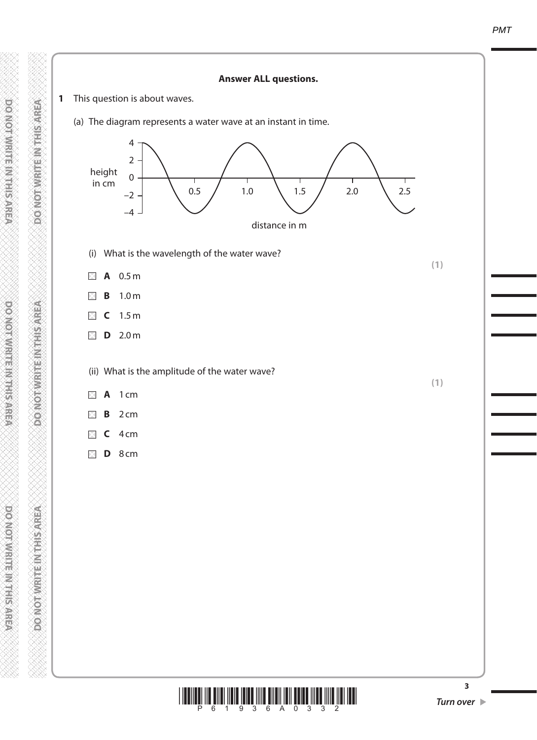**Answer ALL questions.**

**1** This question is about waves.

(a) The diagram represents a water wave at an instant in time.

(i) What is the wavelength of the water wave?

**(1)**

- ☐ **A** 0.5 m
- ☐ **B** 1.0 m
- ☐ **C** 1.5 m
- ☐ **D** 2.0 m

(ii) What is the amplitude of the water wave?

**(1)**

- ☐ **A** 1 cm
- ☐ **B** 2 cm
- ☐ **C** 4 cm
- ☐ **D** 8 cm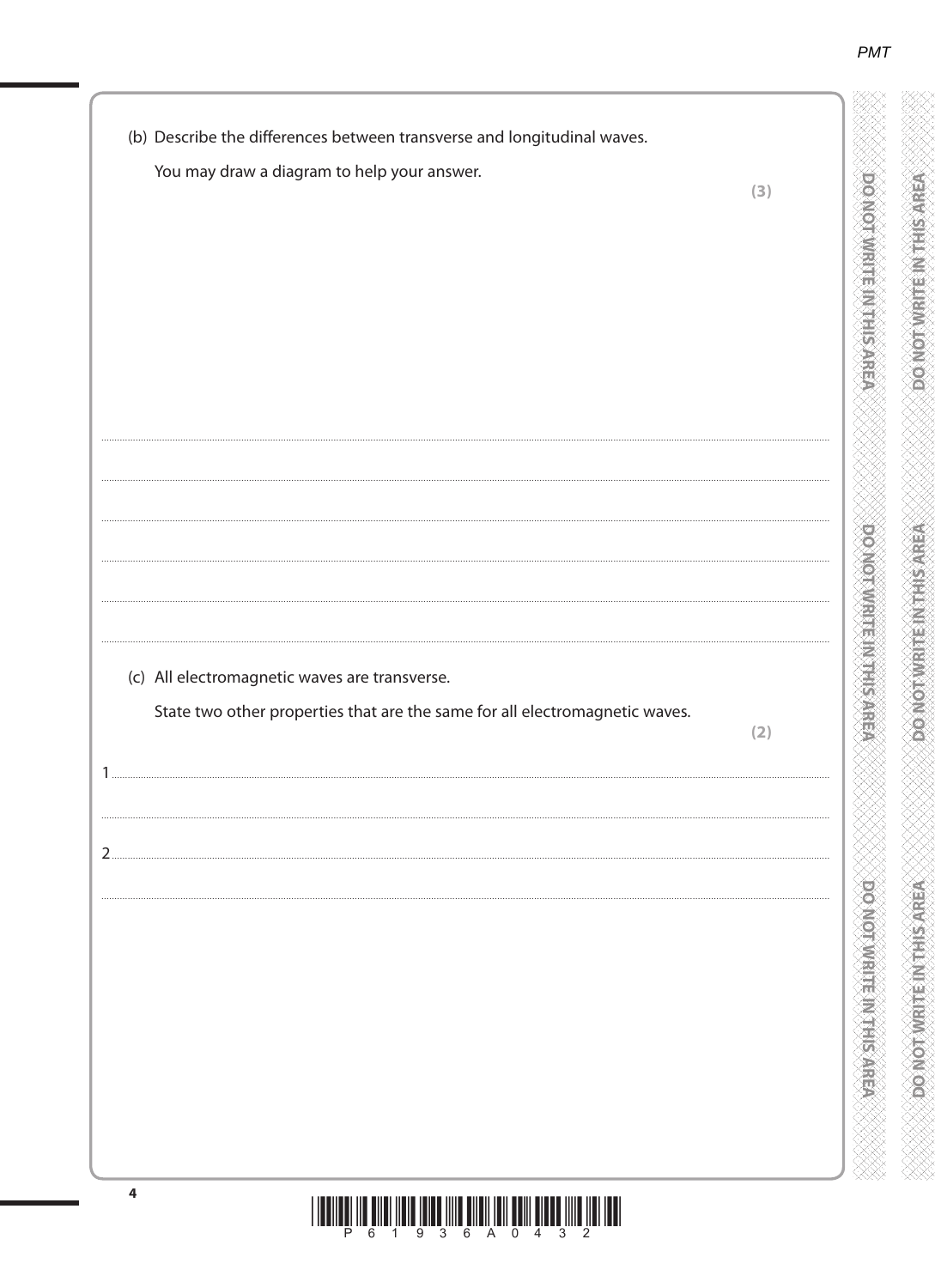(b) Describe the differences between transverse and longitudinal waves.

You may draw a diagram to help your answer.

**(3)**

.......................................................................................................................................................................................................................

.......................................................................................................................................................................................................................

.......................................................................................................................................................................................................................

.......................................................................................................................................................................................................................

.......................................................................................................................................................................................................................

(c) All electromagnetic waves are transverse.

State two other properties that are the same for all electromagnetic waves.

**(2)**

1 .....................................................................................................................................................................................................................

.......................................................................................................................................................................................................................

2 .....................................................................................................................................................................................................................

.......................................................................................................................................................................................................................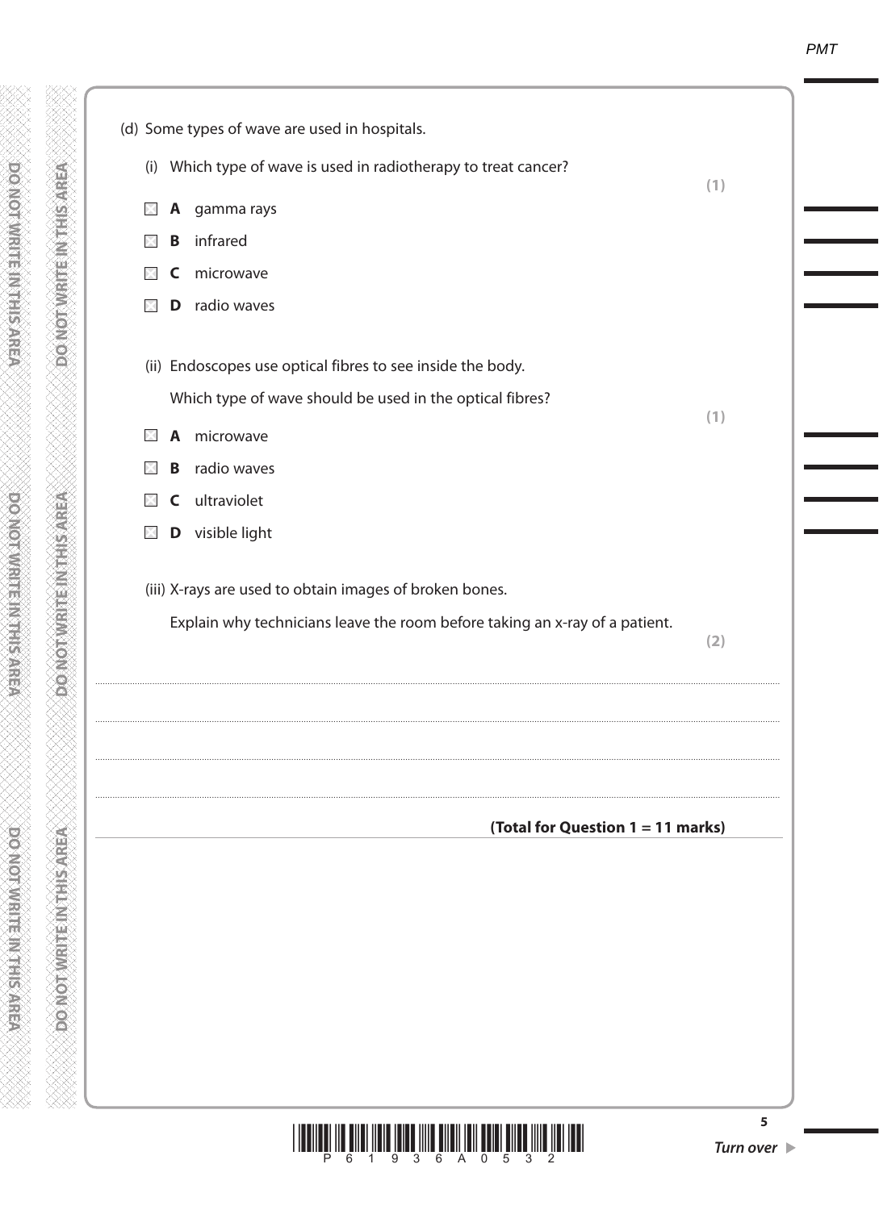(d) Some types of wave are used in hospitals.

(i) Which type of wave is used in radiotherapy to treat cancer?

**(1)**

- ☒ **A** gamma rays
- ☒ **B** infrared
- ☒ **C** microwave
- ☒ **D** radio waves

(ii) Endoscopes use optical fibres to see inside the body.

Which type of wave should be used in the optical fibres?

**(1)**

- ☒ **A** microwave
- ☒ **B** radio waves
- ☒ **C** ultraviolet
- ☒ **D** visible light

(iii) X-rays are used to obtain images of broken bones.

Explain why technicians leave the room before taking an x-ray of a patient.

**(2)**

.......................................................................................................................................................................................................................

.......................................................................................................................................................................................................................

.......................................................................................................................................................................................................................

.......................................................................................................................................................................................................................

**(Total for Question 1 = 11 marks)**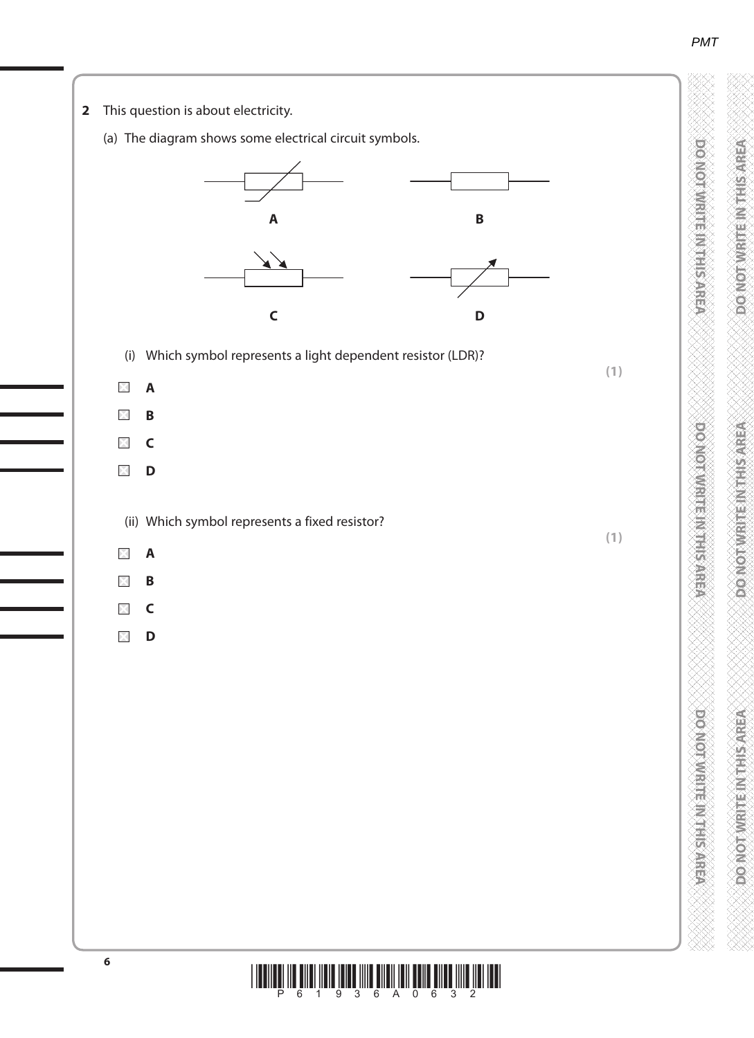**2** This question is about electricity.

(a) The diagram shows some electrical circuit symbols.

A

B

C

D

(i) Which symbol represents a light dependent resistor (LDR)?

**(1)**

- ☒ **A**
- ☒ **B**
- ☒ **C**
- ☒ **D**

(ii) Which symbol represents a fixed resistor?

**(1)**

- ☒ **A**
- ☒ **B**
- ☒ **C**
- ☒ **D**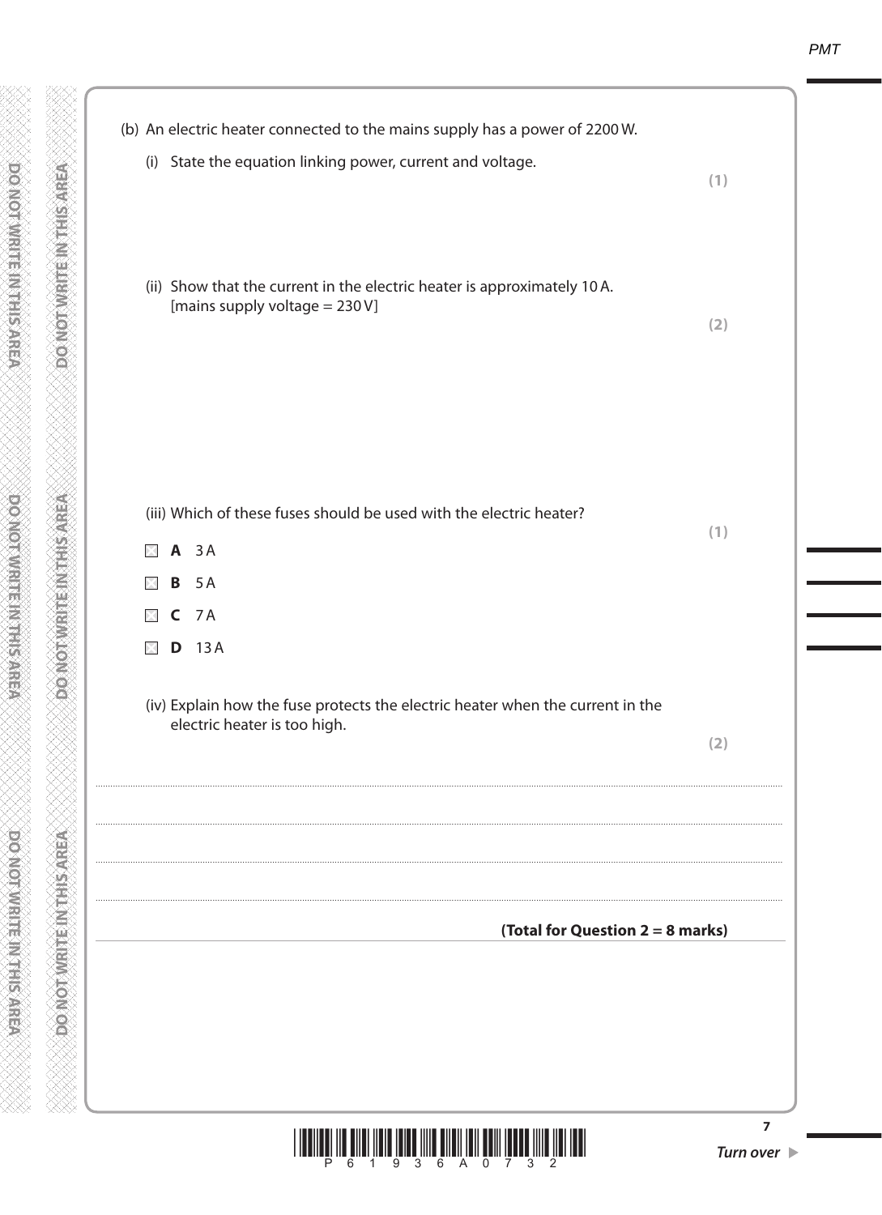(b) An electric heater connected to the mains supply has a power of 2200 W.

(i) State the equation linking power, current and voltage.

**(1)**

(ii) Show that the current in the electric heater is approximately 10 A.
[mains supply voltage = 230 V]

**(2)**

(iii) Which of these fuses should be used with the electric heater?

**(1)**

- **A** 3 A
- **B** 5 A
- **C** 7 A
- **D** 13 A

(iv) Explain how the fuse protects the electric heater when the current in the electric heater is too high.

**(2)**

..............................................................................................................................................

..............................................................................................................................................

..............................................................................................................................................

..............................................................................................................................................

**(Total for Question 2 = 8 marks)**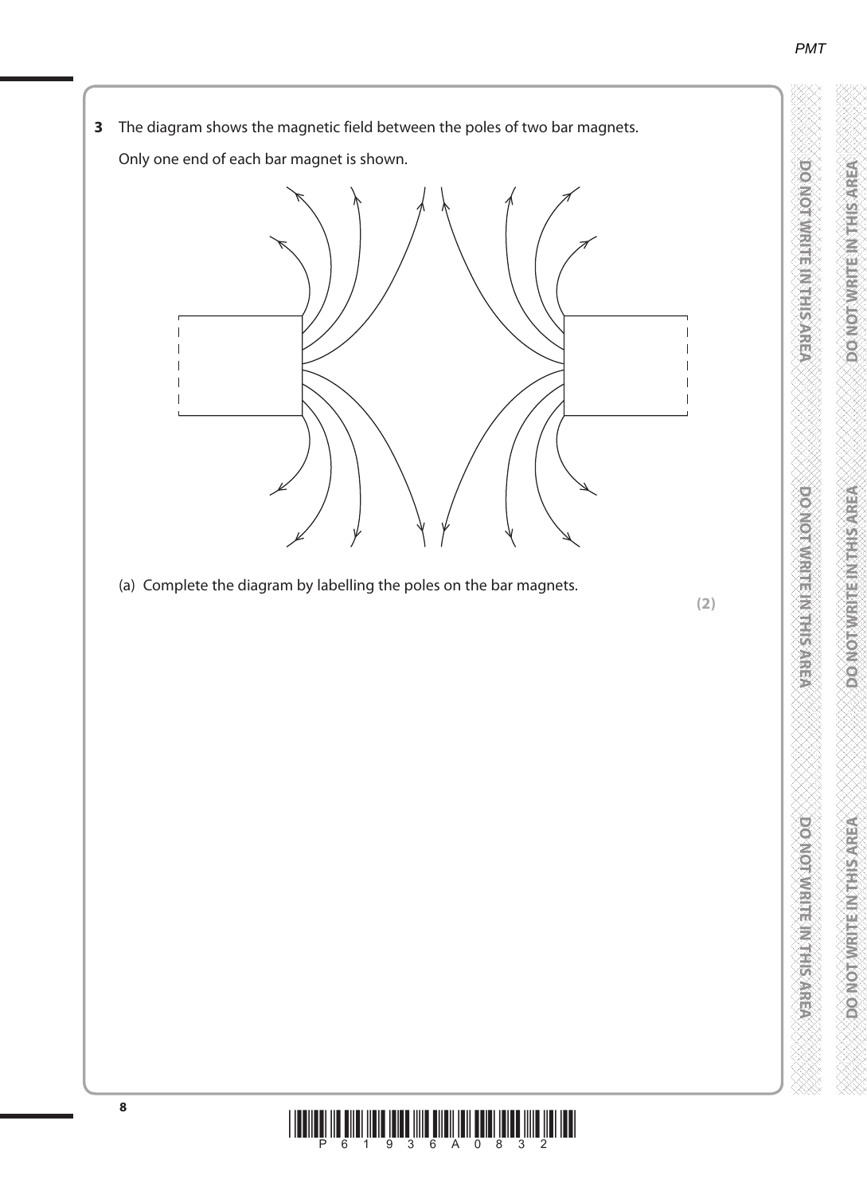**3** The diagram shows the magnetic field between the poles of two bar magnets.

Only one end of each bar magnet is shown.

(a) Complete the diagram by labelling the poles on the bar magnets.

**(2)**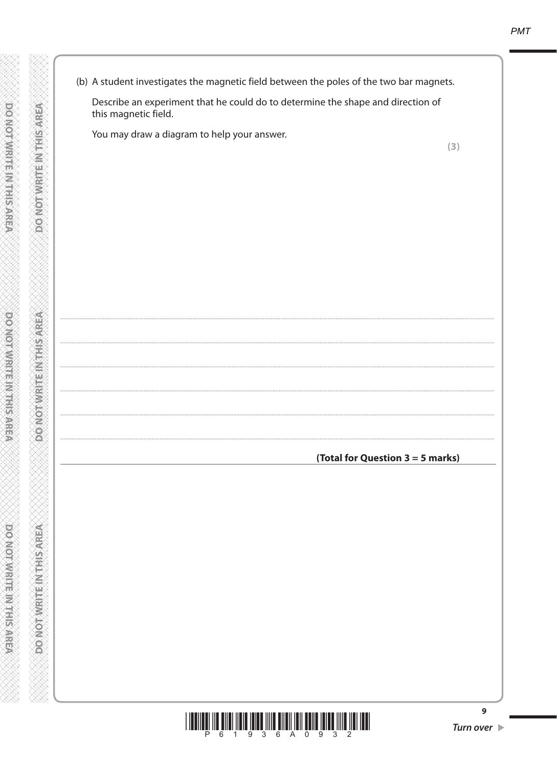(b) A student investigates the magnetic field between the poles of the two bar magnets.

Describe an experiment that he could do to determine the shape and direction of this magnetic field.

You may draw a diagram to help your answer.

**(3)**

.......................................................................................................................................................................................................................

.......................................................................................................................................................................................................................

.......................................................................................................................................................................................................................

.......................................................................................................................................................................................................................

.......................................................................................................................................................................................................................

.......................................................................................................................................................................................................................

**(Total for Question 3 = 5 marks)**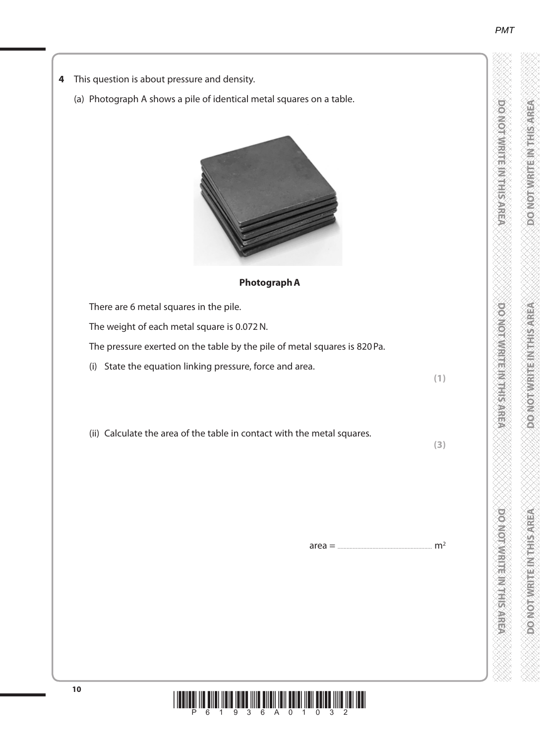**4** This question is about pressure and density.

(a) Photograph A shows a pile of identical metal squares on a table.

**Photograph A**

There are 6 metal squares in the pile.

The weight of each metal square is 0.072 N.

The pressure exerted on the table by the pile of metal squares is 820 Pa.

(i) State the equation linking pressure, force and area.

**(1)**

(ii) Calculate the area of the table in contact with the metal squares.

**(3)**

area = ........................................................ $m^2$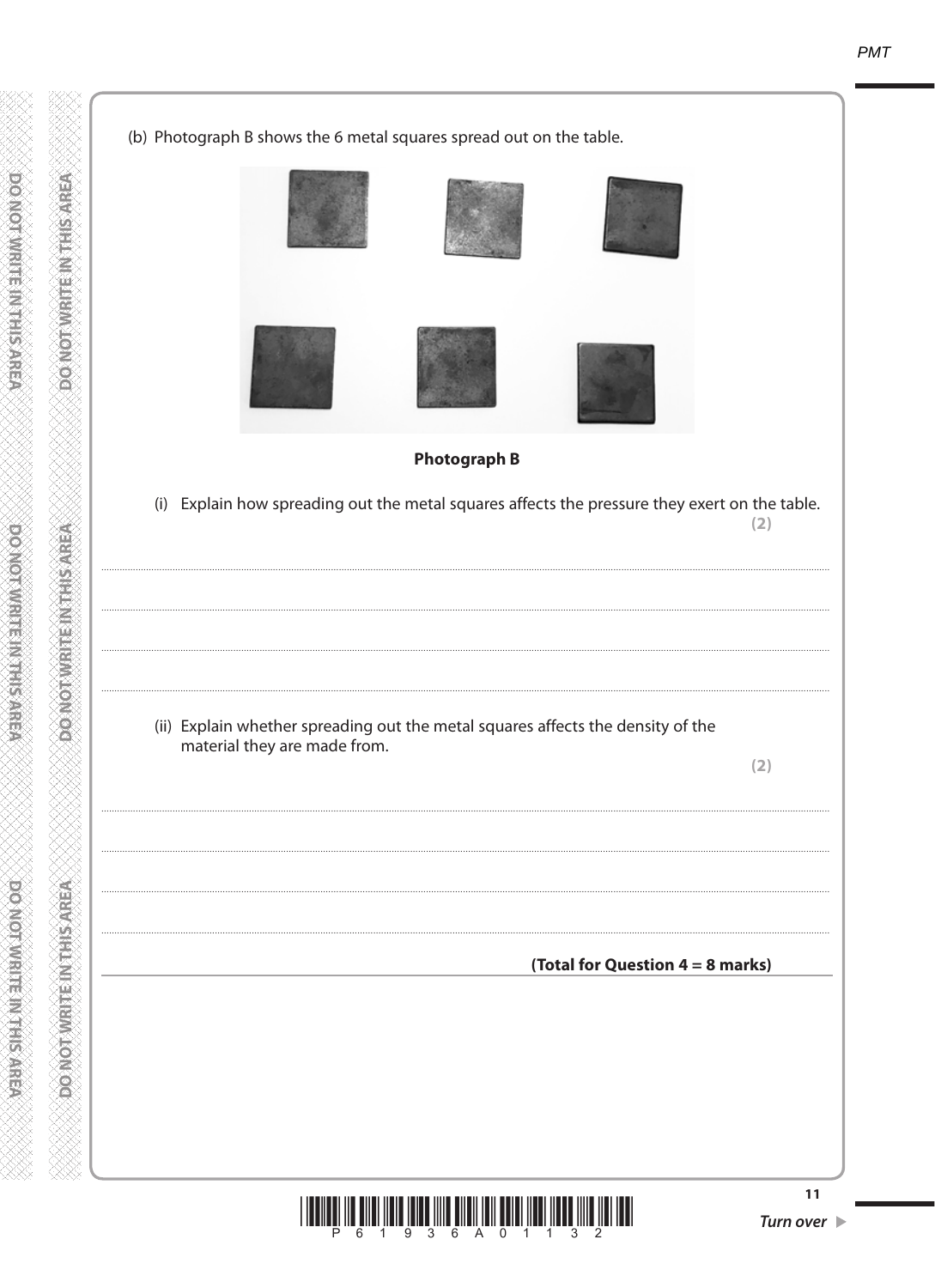(b) Photograph B shows the 6 metal squares spread out on the table.

**Photograph B**

(i) Explain how spreading out the metal squares affects the pressure they exert on the table.
**(2)**

..........................................................................................................................................

..........................................................................................................................................

..........................................................................................................................................

..........................................................................................................................................

(ii) Explain whether spreading out the metal squares affects the density of the material they are made from.
**(2)**

..........................................................................................................................................

..........................................................................................................................................

..........................................................................................................................................

..........................................................................................................................................

**(Total for Question 4 = 8 marks)**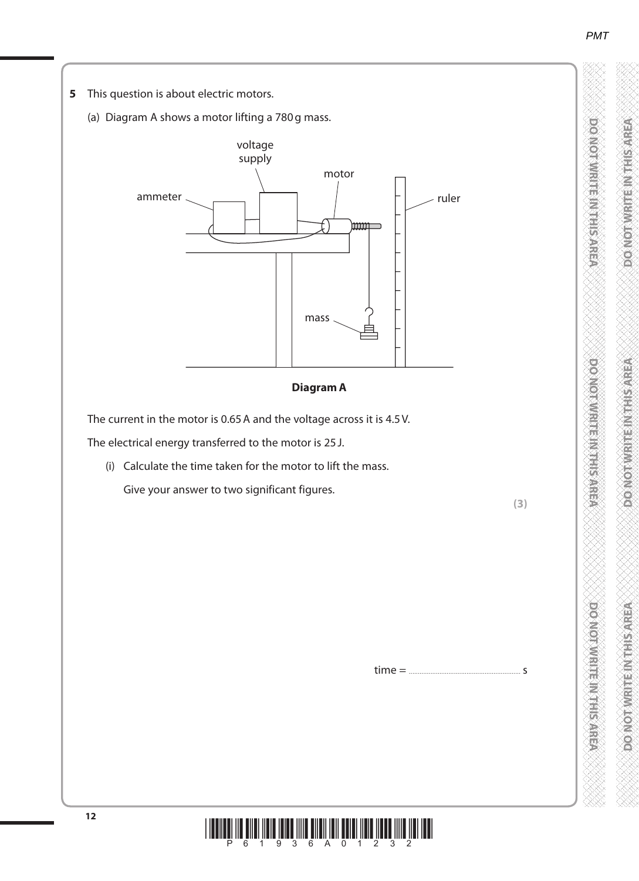**5** This question is about electric motors.

(a) Diagram A shows a motor lifting a 780 g mass.

**Diagram A**

The current in the motor is 0.65 A and the voltage across it is 4.5 V.

The electrical energy transferred to the motor is 25 J.

(i) Calculate the time taken for the motor to lift the mass.

Give your answer to two significant figures.

**(3)**

time = .......................................................... s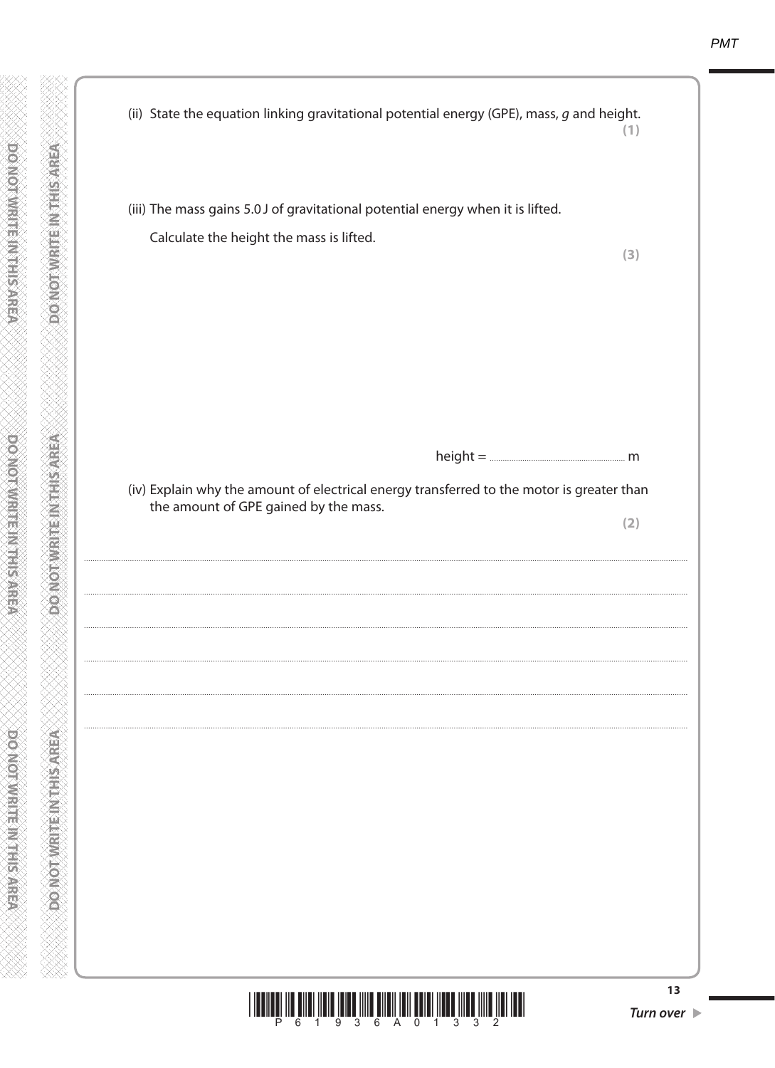(ii) State the equation linking gravitational potential energy (GPE), mass, $g$ and height.

**(1)**

(iii) The mass gains 5.0 J of gravitational potential energy when it is lifted.

Calculate the height the mass is lifted.

**(3)**

height = .............................................. m

(iv) Explain why the amount of electrical energy transferred to the motor is greater than the amount of GPE gained by the mass.

**(2)**

..........................................................................................................................................

..........................................................................................................................................

..........................................................................................................................................

..........................................................................................................................................

..........................................................................................................................................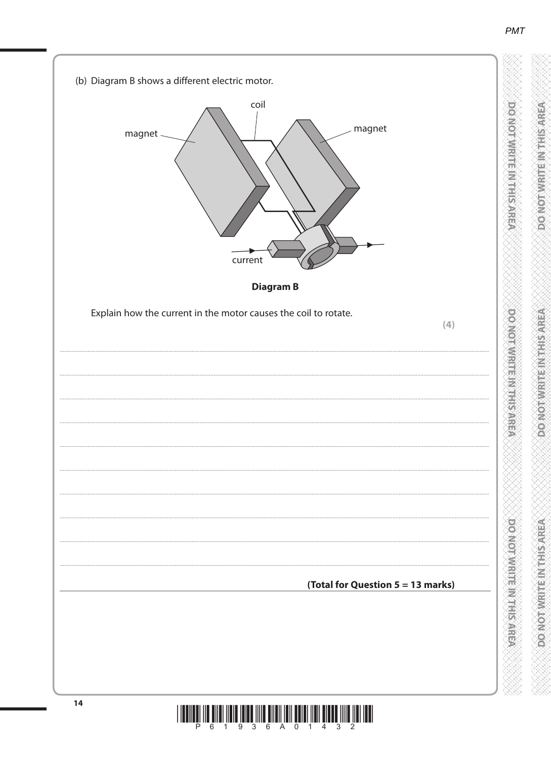(b) Diagram B shows a different electric motor.

coil

magnet

magnet

current

**Diagram B**

Explain how the current in the motor causes the coil to rotate.

**(4)**

..................................................................................................................................................................................................................

..................................................................................................................................................................................................................

..................................................................................................................................................................................................................

..................................................................................................................................................................................................................

..................................................................................................................................................................................................................

..................................................................................................................................................................................................................

..................................................................................................................................................................................................................

..................................................................................................................................................................................................................

..................................................................................................................................................................................................................

**(Total for Question 5 = 13 marks)**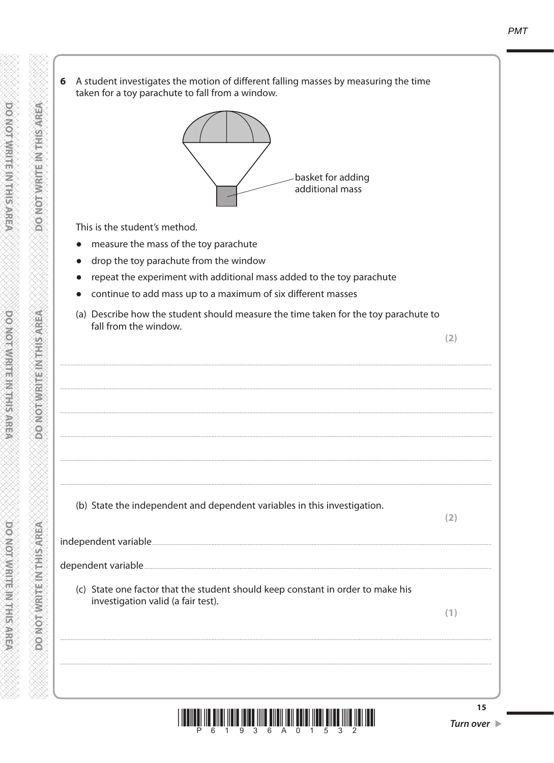**6** A student investigates the motion of different falling masses by measuring the time taken for a toy parachute to fall from a window.

basket for adding additional mass

This is the student's method.

- measure the mass of the toy parachute
- drop the toy parachute from the window
- repeat the experiment with additional mass added to the toy parachute
- continue to add mass up to a maximum of six different masses

(a) Describe how the student should measure the time taken for the toy parachute to fall from the window.

**(2)**

..............................................................................................................................................

..............................................................................................................................................

..............................................................................................................................................

..............................................................................................................................................

..............................................................................................................................................

..............................................................................................................................................

(b) State the independent and dependent variables in this investigation.

**(2)**

independent variable..............................................................................................................

dependent variable..................................................................................................................

(c) State one factor that the student should keep constant in order to make his investigation valid (a fair test).

**(1)**

..............................................................................................................................................

..............................................................................................................................................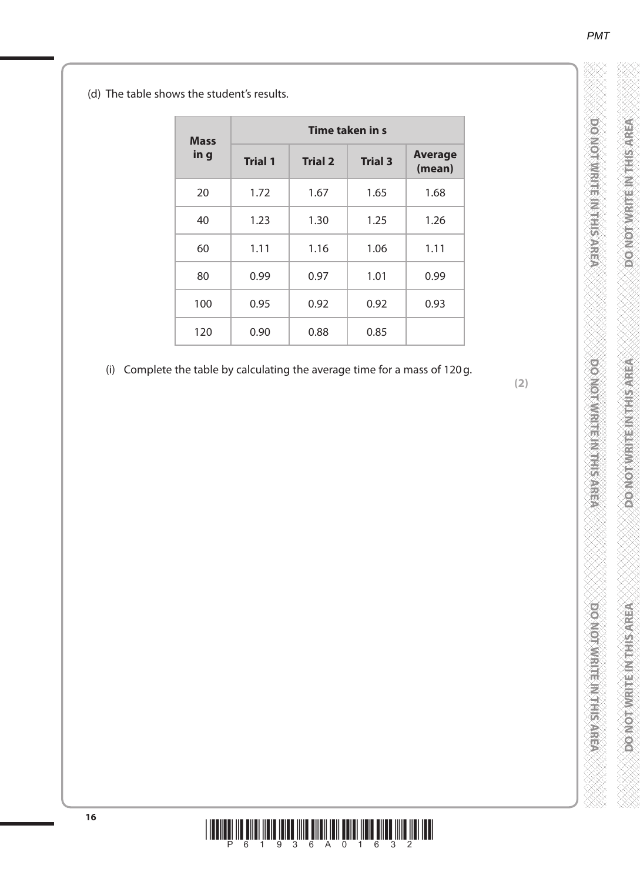(d) The table shows the student's results.

| Mass in g | Time taken in s | | | |
|---|---|---|---|---|
| | Trial 1 | Trial 2 | Trial 3 | Average (mean) |
| 20 | 1.72 | 1.67 | 1.65 | 1.68 |
| 40 | 1.23 | 1.30 | 1.25 | 1.26 |
| 60 | 1.11 | 1.16 | 1.06 | 1.11 |
| 80 | 0.99 | 0.97 | 1.01 | 0.99 |
| 100 | 0.95 | 0.92 | 0.92 | 0.93 |
| 120 | 0.90 | 0.88 | 0.85 | |

(i) Complete the table by calculating the average time for a mass of 120 g.

**(2)**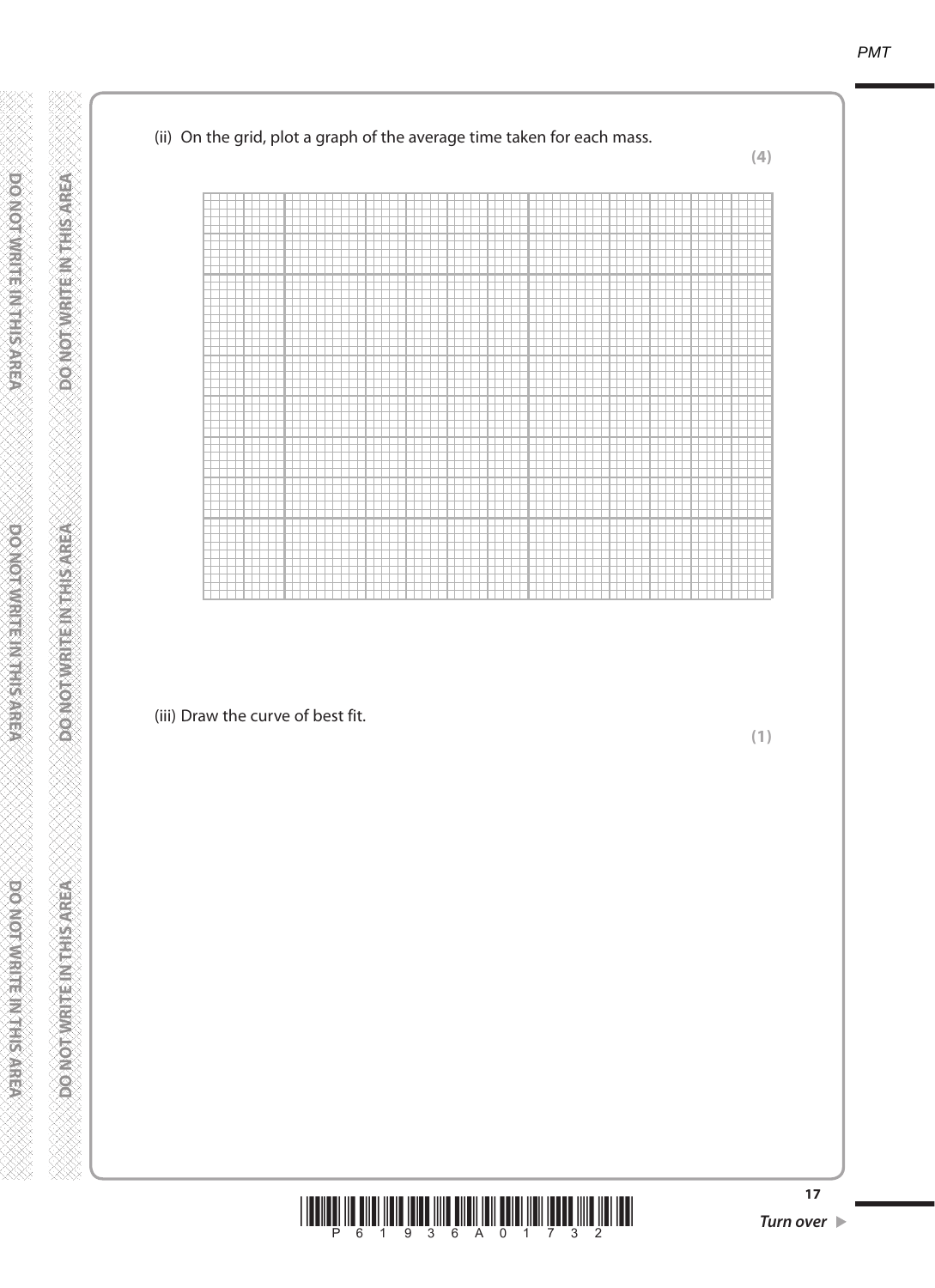(ii) On the grid, plot a graph of the average time taken for each mass.

**(4)**

(iii) Draw the curve of best fit.

**(1)**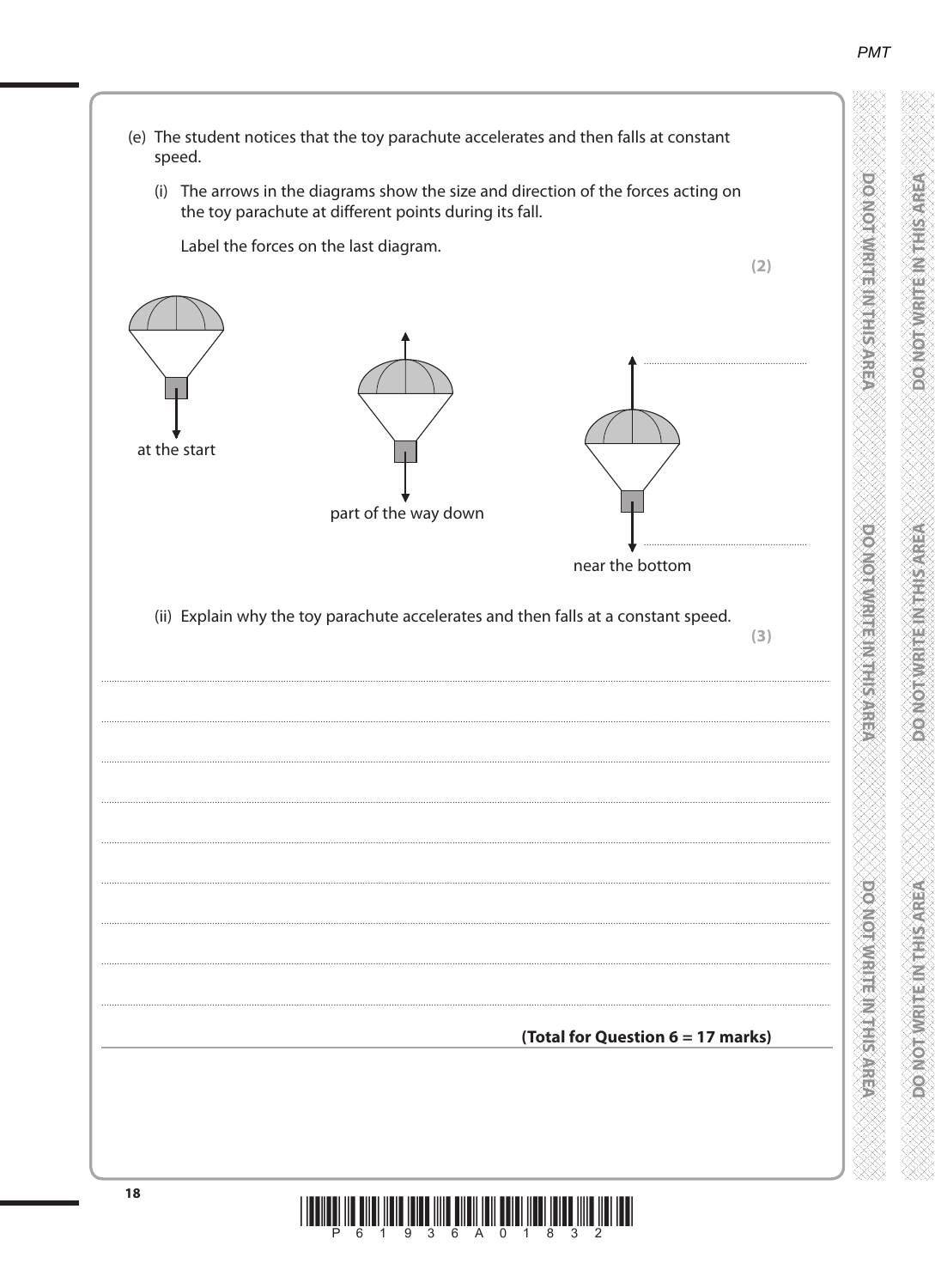(e) The student notices that the toy parachute accelerates and then falls at constant speed.

(i) The arrows in the diagrams show the size and direction of the forces acting on the toy parachute at different points during its fall.

Label the forces on the last diagram.

**(2)**

at the start

part of the way down

near the bottom

..............................................................

..............................................................

(ii) Explain why the toy parachute accelerates and then falls at a constant speed.

**(3)**

..............................................................................................................................................

..............................................................................................................................................

..............................................................................................................................................

..............................................................................................................................................

..............................................................................................................................................

..............................................................................................................................................

..............................................................................................................................................

..............................................................................................................................................

**(Total for Question 6 = 17 marks)**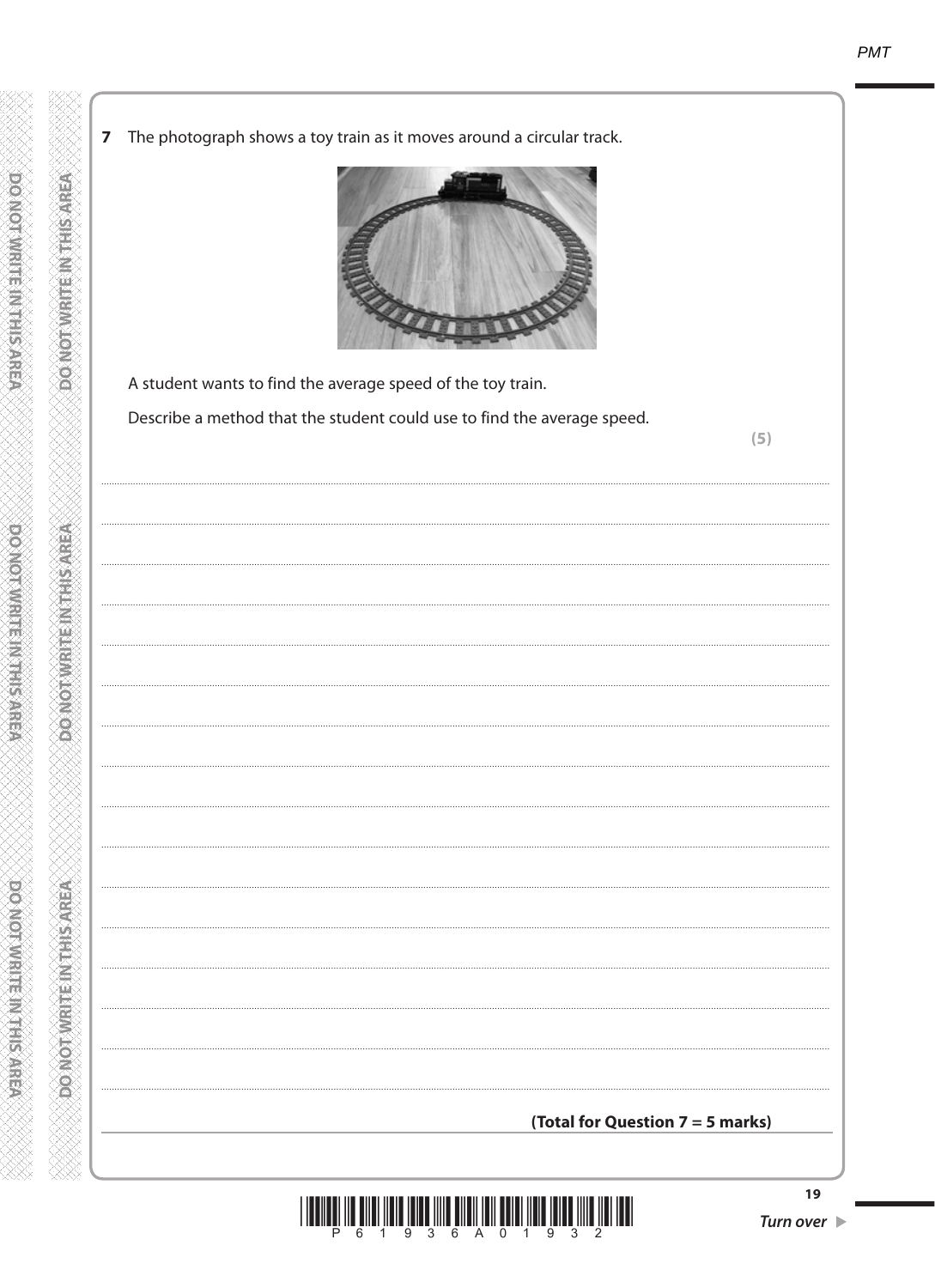**7** The photograph shows a toy train as it moves around a circular track.

A student wants to find the average speed of the toy train.

Describe a method that the student could use to find the average speed.

**(5)**

**(Total for Question 7 = 5 marks)**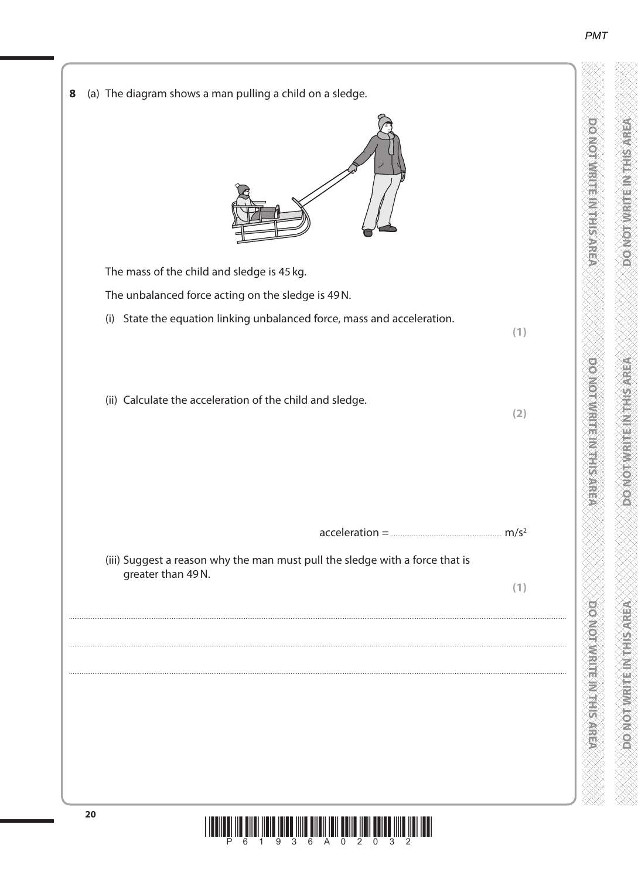**8** (a) The diagram shows a man pulling a child on a sledge.

The mass of the child and sledge is 45 kg.

The unbalanced force acting on the sledge is 49 N.

(i) State the equation linking unbalanced force, mass and acceleration.

**(1)**

(ii) Calculate the acceleration of the child and sledge.

**(2)**

acceleration = .................................................... $m/s^2$

(iii) Suggest a reason why the man must pull the sledge with a force that is greater than 49 N.

**(1)**

.......................................................................................................................................................................................

.......................................................................................................................................................................................

.......................................................................................................................................................................................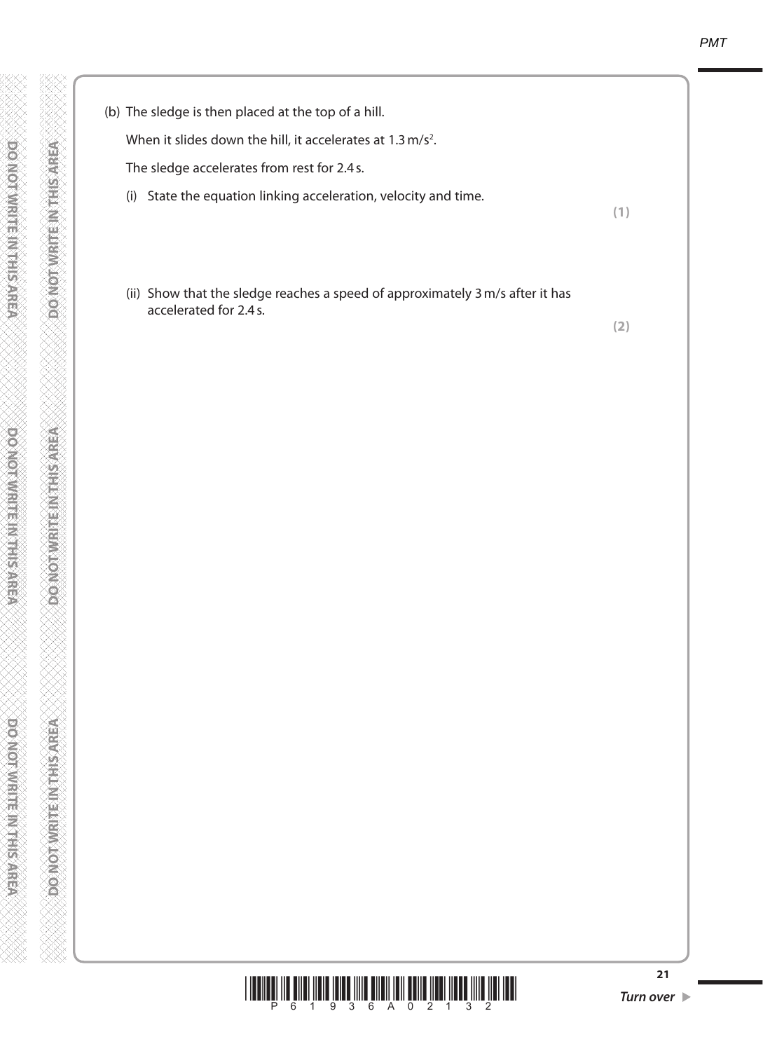(b) The sledge is then placed at the top of a hill.

When it slides down the hill, it accelerates at $1.3\,m/s^2$.

The sledge accelerates from rest for 2.4 s.

(i) State the equation linking acceleration, velocity and time.

**(1)**

(ii) Show that the sledge reaches a speed of approximately 3 m/s after it has accelerated for 2.4 s.

**(2)**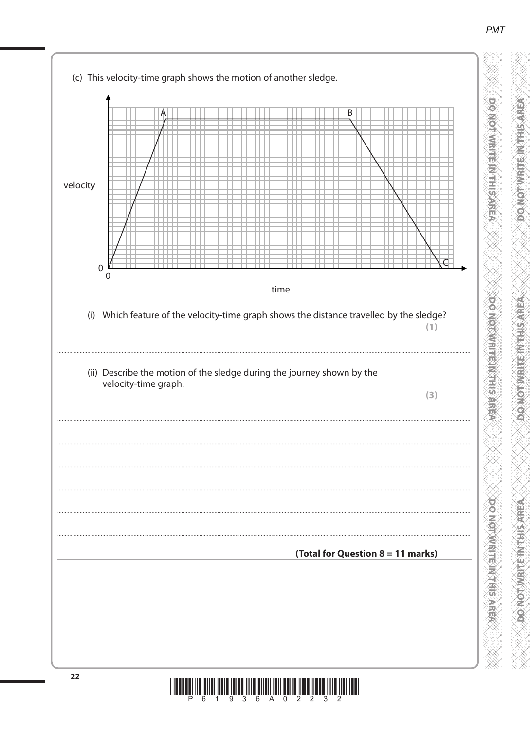(c) This velocity-time graph shows the motion of another sledge.

(i) Which feature of the velocity-time graph shows the distance travelled by the sledge? **(1)**

..............................................................................................................................................

(ii) Describe the motion of the sledge during the journey shown by the velocity-time graph. **(3)**

..............................................................................................................................................

..............................................................................................................................................

..............................................................................................................................................

..............................................................................................................................................

..............................................................................................................................................

**(Total for Question 8 = 11 marks)**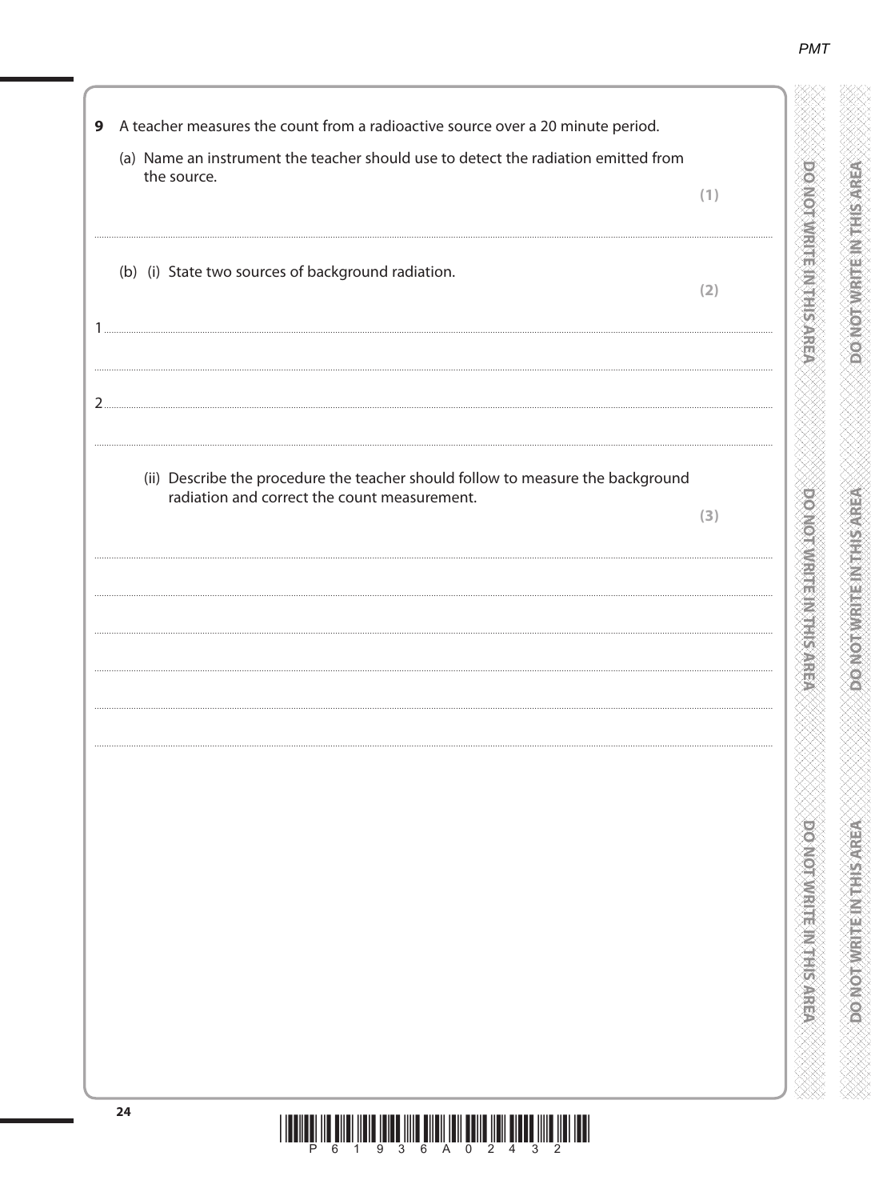**9** A teacher measures the count from a radioactive source over a 20 minute period.

(a) Name an instrument the teacher should use to detect the radiation emitted from the source.

**(1)**

..............................................................................................................................................

(b) (i) State two sources of background radiation.

**(2)**

1 ..............................................................................................................................................

..............................................................................................................................................

2 ..............................................................................................................................................

..............................................................................................................................................

(ii) Describe the procedure the teacher should follow to measure the background radiation and correct the count measurement.

**(3)**

..............................................................................................................................................

..............................................................................................................................................

..............................................................................................................................................

..............................................................................................................................................

..............................................................................................................................................

..............................................................................................................................................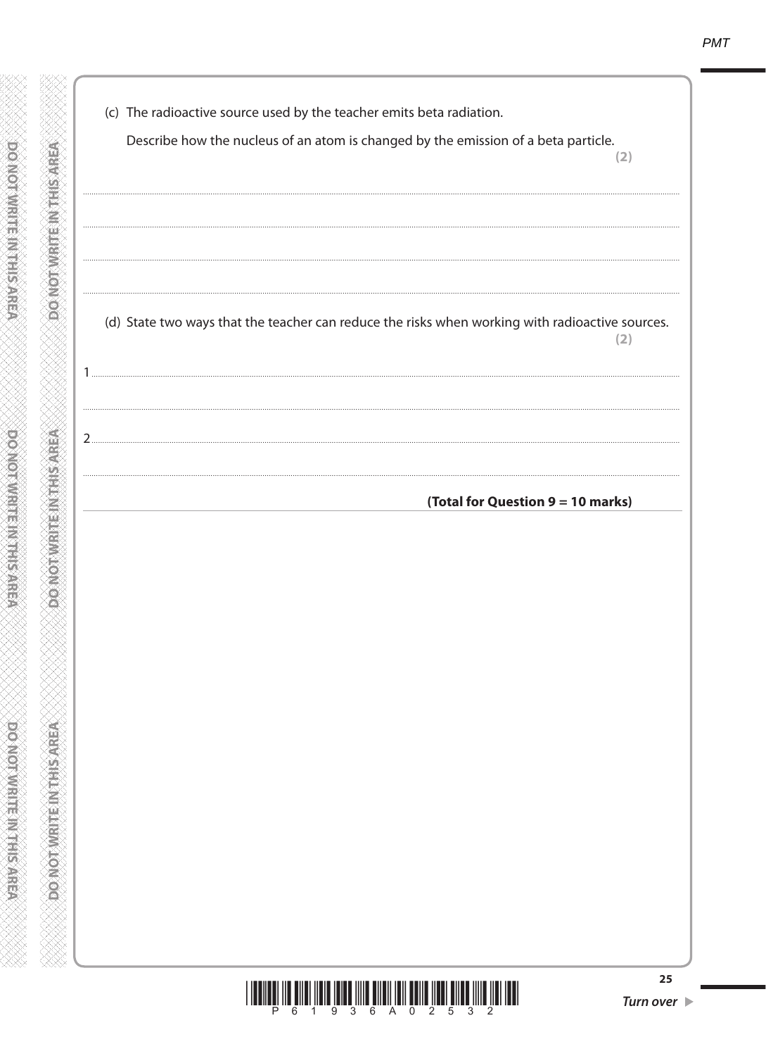(c) The radioactive source used by the teacher emits beta radiation.

Describe how the nucleus of an atom is changed by the emission of a beta particle.

**(2)**

..................................................................................................................................................

..................................................................................................................................................

..................................................................................................................................................

(d) State two ways that the teacher can reduce the risks when working with radioactive sources.

**(2)**

1 ..................................................................................................................................................

..................................................................................................................................................

2 ..................................................................................................................................................

..................................................................................................................................................

**(Total for Question 9 = 10 marks)**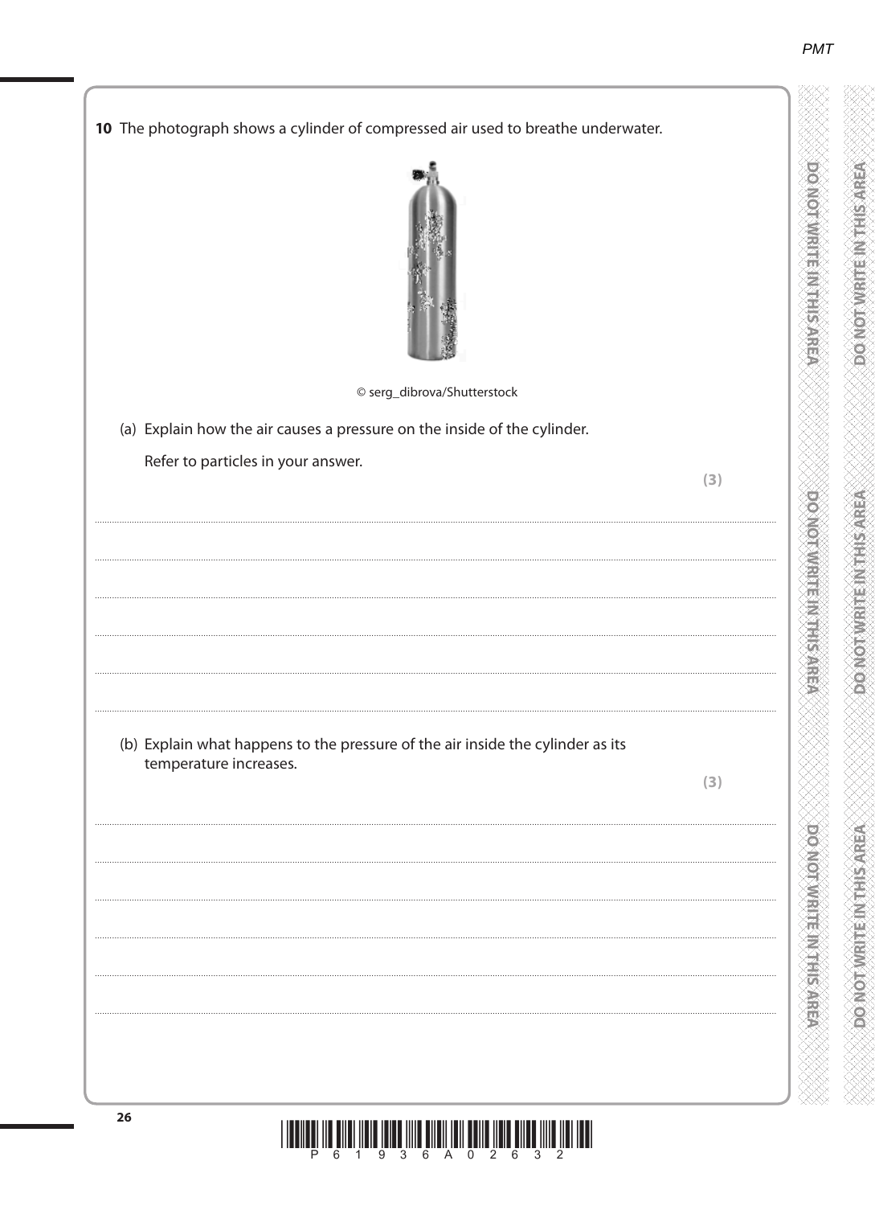**10** The photograph shows a cylinder of compressed air used to breathe underwater.

© serg_dibrova/Shutterstock

(a) Explain how the air causes a pressure on the inside of the cylinder.

Refer to particles in your answer.

**(3)**

....................................................................................................................................................

....................................................................................................................................................

....................................................................................................................................................

....................................................................................................................................................

....................................................................................................................................................

....................................................................................................................................................

(b) Explain what happens to the pressure of the air inside the cylinder as its temperature increases.

**(3)**

....................................................................................................................................................

....................................................................................................................................................

....................................................................................................................................................

....................................................................................................................................................

....................................................................................................................................................

....................................................................................................................................................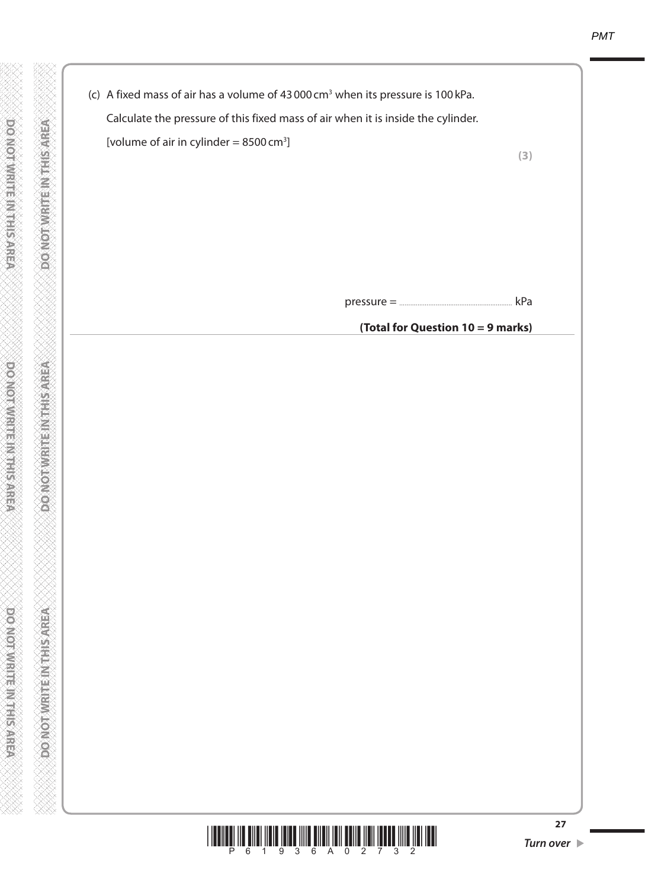(c) A fixed mass of air has a volume of 43 000 $cm^3$ when its pressure is 100 kPa.

Calculate the pressure of this fixed mass of air when it is inside the cylinder.

[volume of air in cylinder = 8500 $cm^3$]

**(3)**

pressure = .............................................................. kPa

**(Total for Question 10 = 9 marks)**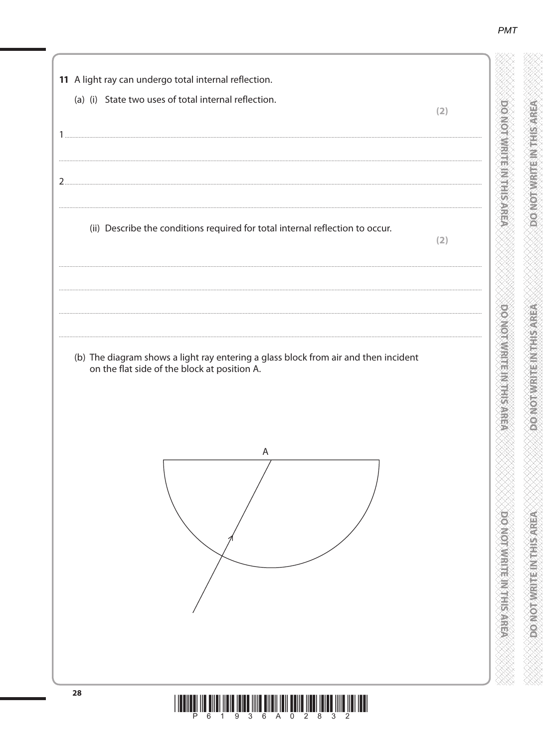**11** A light ray can undergo total internal reflection.

(a) (i) State two uses of total internal reflection.

**(2)**

1 ..............................................................................................................................................

..............................................................................................................................................

2 ..............................................................................................................................................

..............................................................................................................................................

(ii) Describe the conditions required for total internal reflection to occur.

**(2)**

..............................................................................................................................................

..............................................................................................................................................

..............................................................................................................................................

..............................................................................................................................................

(b) The diagram shows a light ray entering a glass block from air and then incident on the flat side of the block at position A.

A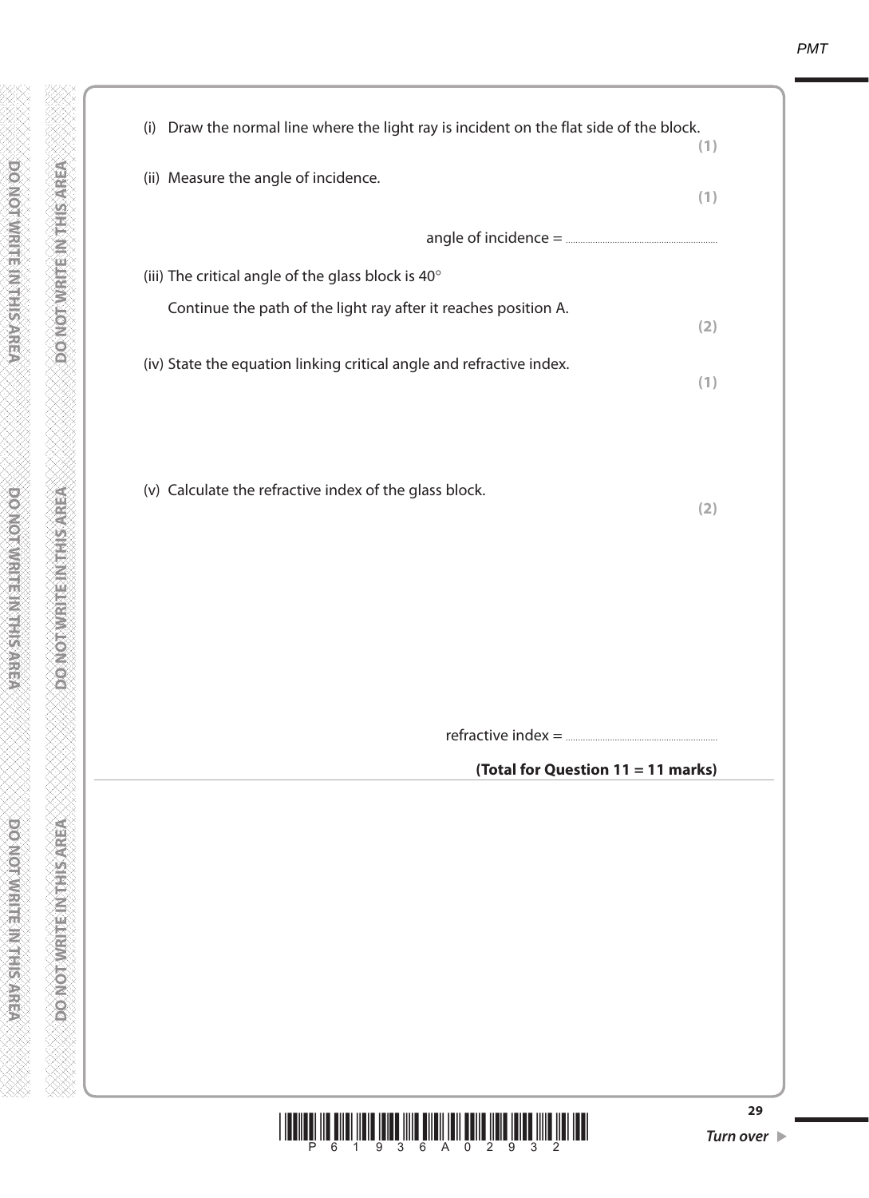(i) Draw the normal line where the light ray is incident on the flat side of the block. **(1)**

(ii) Measure the angle of incidence. **(1)**

angle of incidence = ..........................................................

(iii) The critical angle of the glass block is 40°

Continue the path of the light ray after it reaches position A. **(2)**

(iv) State the equation linking critical angle and refractive index. **(1)**

(v) Calculate the refractive index of the glass block. **(2)**

refractive index = ..........................................................

**(Total for Question 11 = 11 marks)**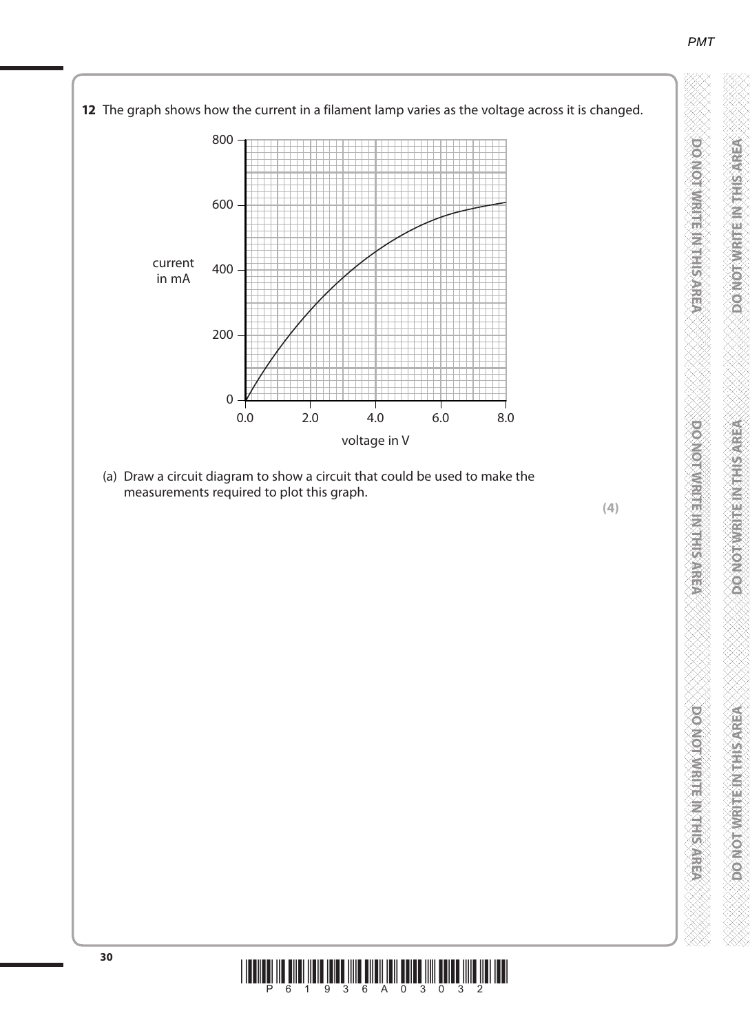**12** The graph shows how the current in a filament lamp varies as the voltage across it is changed.

(a) Draw a circuit diagram to show a circuit that could be used to make the measurements required to plot this graph.

**(4)**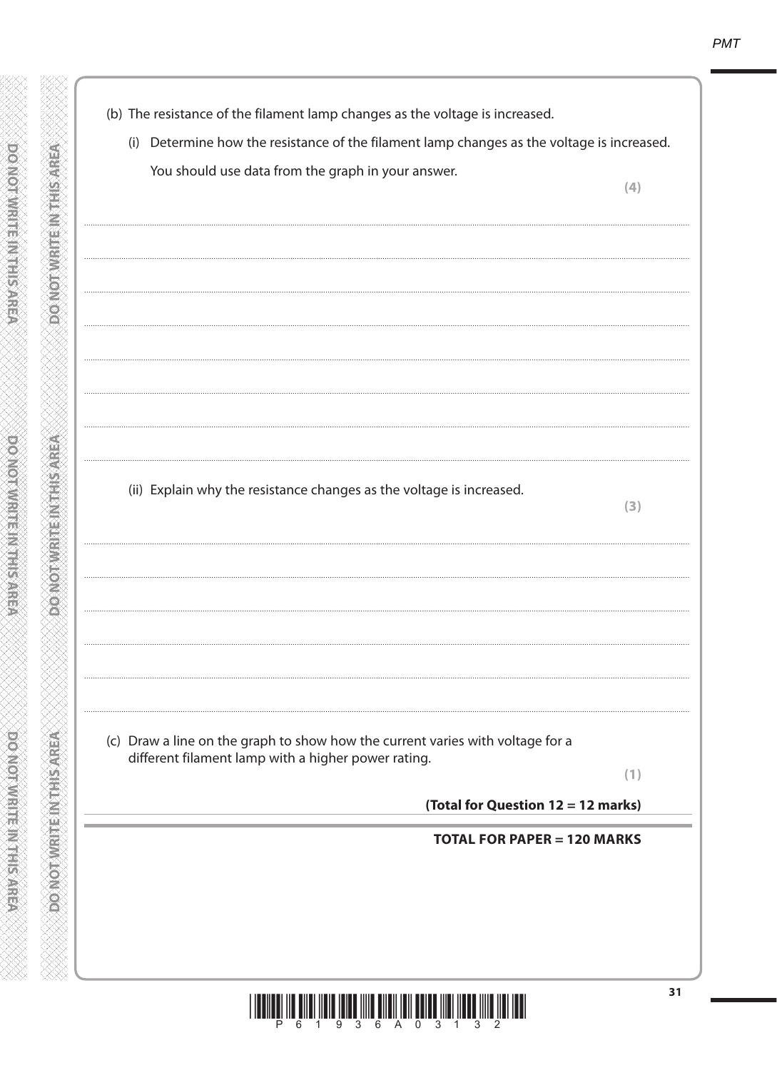(b) The resistance of the filament lamp changes as the voltage is increased.

(i) Determine how the resistance of the filament lamp changes as the voltage is increased.

You should use data from the graph in your answer.

**(4)**

(ii) Explain why the resistance changes as the voltage is increased.

**(3)**

(c) Draw a line on the graph to show how the current varies with voltage for a different filament lamp with a higher power rating.

**(1)**

**(Total for Question 12 = 12 marks)**

**TOTAL FOR PAPER = 120 MARKS**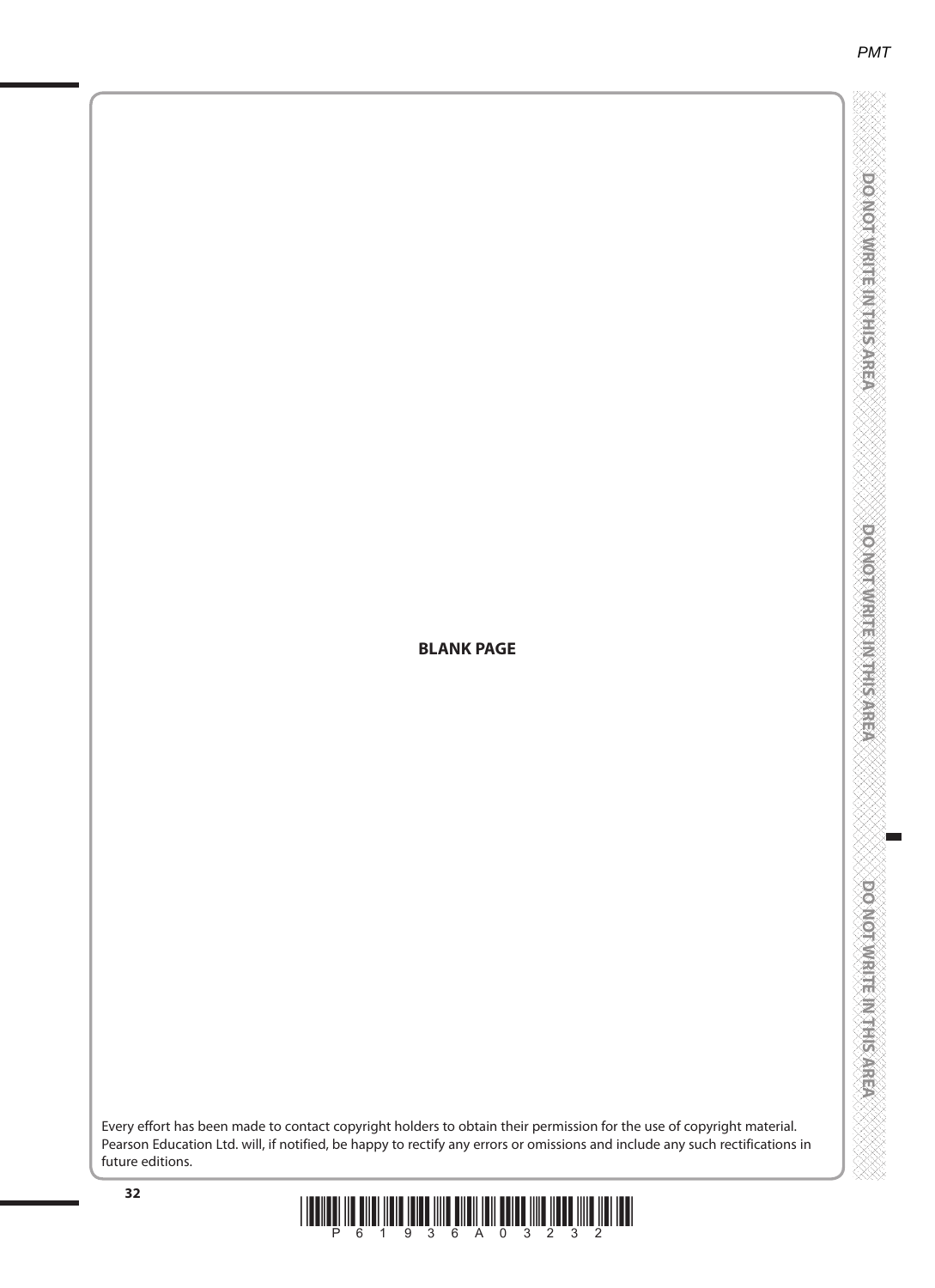**BLANK PAGE**

Every effort has been made to contact copyright holders to obtain their permission for the use of copyright material. Pearson Education Ltd. will, if notified, be happy to rectify any errors or omissions and include any such rectifications in future editions.